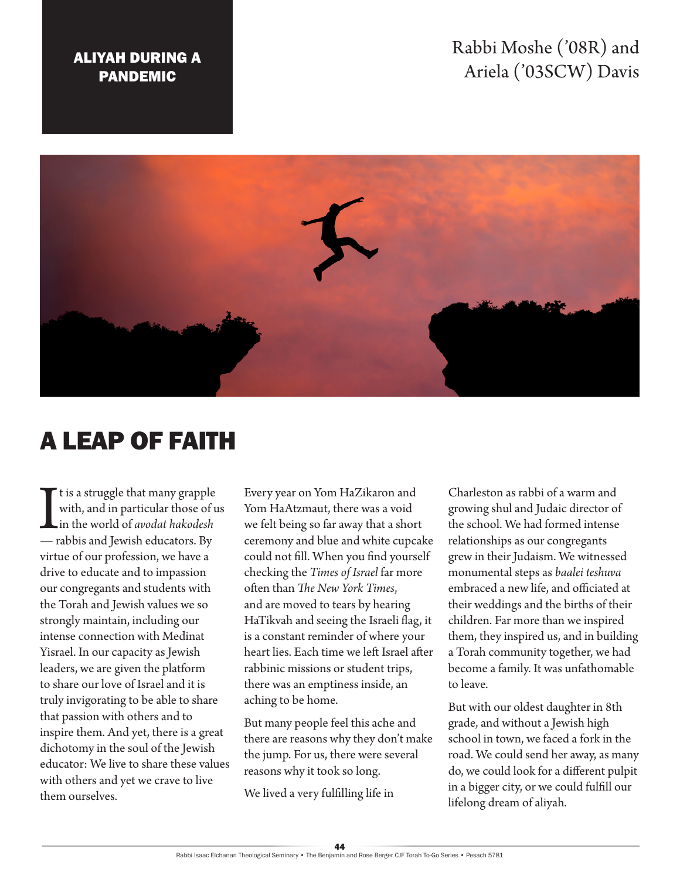ALIYAH DURING A PANDEMIC

Rabbi Moshe ('08R) and Ariela ('03SCW) Davis

# A LEAP OF FAITH

It is a struggle that many grapple with, and in particular those of us in the world of *avodat hakodesh* — rabbis and Jewish educators. By virtue of our profession, we have a drive to educate and to impassion our congregants and students with the Torah and Jewish values we so strongly maintain, including our intense connection with Medinat Yisrael. In our capacity as Jewish leaders, we are given the platform to share our love of Israel and it is truly invigorating to be able to share that passion with others and to inspire them. And yet, there is a great dichotomy in the soul of the Jewish educator: We live to share these values with others and yet we crave to live them ourselves.

Every year on Yom HaZikaron and Yom HaAtzmaut, there was a void we felt being so far away that a short ceremony and blue and white cupcake could not fill. When you find yourself checking the *Times of Israel* far more often than *The New York Times*, and are moved to tears by hearing HaTikvah and seeing the Israeli flag, it is a constant reminder of where your heart lies. Each time we left Israel after rabbinic missions or student trips, there was an emptiness inside, an aching to be home.

But many people feel this ache and there are reasons why they don't make the jump. For us, there were several reasons why it took so long.

We lived a very fulfilling life in Charleston as rabbi of a warm and growing shul and Judaic director of the school. We had formed intense relationships as our congregants grew in their Judaism. We witnessed monumental steps as *baalei teshuva* embraced a new life, and officiated at their weddings and the births of their children. Far more than we inspired them, they inspired us, and in building a Torah community together, we had become a family. It was unfathomable to leave.

But with our oldest daughter in 8th grade, and without a Jewish high school in town, we faced a fork in the road. We could send her away, as many do, we could look for a different pulpit in a bigger city, or we could fulfill our lifelong dream of aliyah.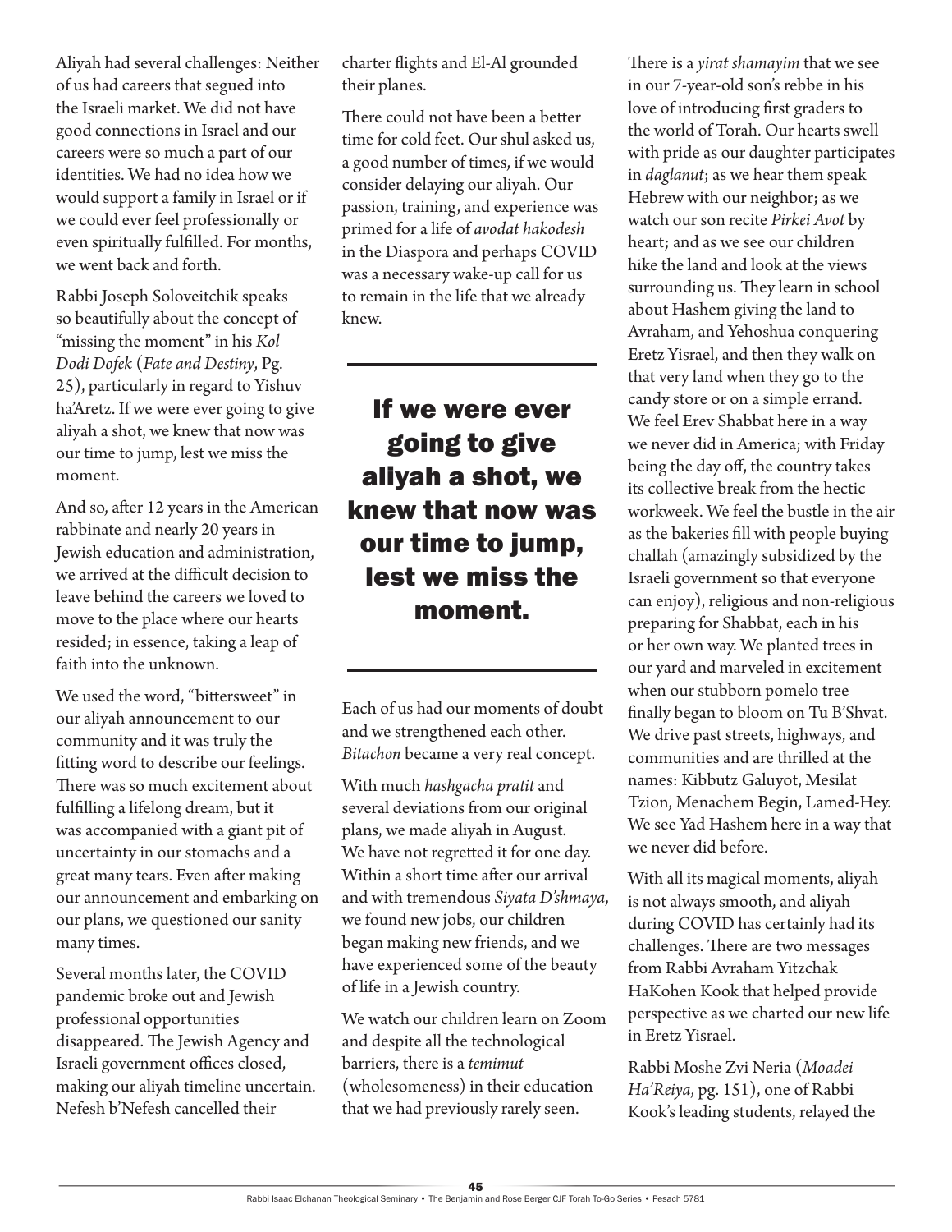Aliyah had several challenges: Neither of us had careers that segued into the Israeli market. We did not have good connections in Israel and our careers were so much a part of our identities. We had no idea how we would support a family in Israel or if we could ever feel professionally or even spiritually fulfilled. For months, we went back and forth.

Rabbi Joseph Soloveitchik speaks so beautifully about the concept of "missing the moment" in his *Kol Dodi Dofek* (*Fate and Destiny*, Pg. 25), particularly in regard to Yishuv ha'Aretz. If we were ever going to give aliyah a shot, we knew that now was our time to jump, lest we miss the moment.

And so, after 12 years in the American rabbinate and nearly 20 years in Jewish education and administration, we arrived at the difficult decision to leave behind the careers we loved to move to the place where our hearts resided; in essence, taking a leap of faith into the unknown.

We used the word, "bittersweet" in our aliyah announcement to our community and it was truly the fitting word to describe our feelings. There was so much excitement about fulfilling a lifelong dream, but it was accompanied with a giant pit of uncertainty in our stomachs and a great many tears. Even after making our announcement and embarking on our plans, we questioned our sanity many times.

Several months later, the COVID pandemic broke out and Jewish professional opportunities disappeared. The Jewish Agency and Israeli government offices closed, making our aliyah timeline uncertain. Nefesh b'Nefesh cancelled their charter flights and El-Al grounded their planes.

There could not have been a better time for cold feet. Our shul asked us, a good number of times, if we would consider delaying our aliyah. Our passion, training, and experience was primed for a life of *avodat hakodesh* in the Diaspora and perhaps COVID was a necessary wake-up call for us to remain in the life that we already knew.

**If we were ever going to give aliyah a shot, we knew that now was our time to jump, lest we miss the moment.**

Each of us had our moments of doubt and we strengthened each other. *Bitachon* became a very real concept.

With much *hashgacha pratit* and several deviations from our original plans, we made aliyah in August. We have not regretted it for one day. Within a short time after our arrival and with tremendous *Siyata D'shmaya*, we found new jobs, our children began making new friends, and we have experienced some of the beauty of life in a Jewish country.

We watch our children learn on Zoom and despite all the technological barriers, there is a *temimut* (wholesomeness) in their education that we had previously rarely seen. There is a *yirat shamayim* that we see in our 7-year-old son's rebbe in his love of introducing first graders to the world of Torah. Our hearts swell with pride as our daughter participates in *daglanut*; as we hear them speak Hebrew with our neighbor; as we watch our son recite *Pirkei Avot* by heart; and as we see our children hike the land and look at the views surrounding us. They learn in school about Hashem giving the land to Avraham, and Yehoshua conquering Eretz Yisrael, and then they walk on that very land when they go to the candy store or on a simple errand. We feel Erev Shabbat here in a way we never did in America; with Friday being the day off, the country takes its collective break from the hectic workweek. We feel the bustle in the air as the bakeries fill with people buying challah (amazingly subsidized by the Israeli government so that everyone can enjoy), religious and non-religious preparing for Shabbat, each in his or her own way. We planted trees in our yard and marveled in excitement when our stubborn pomelo tree finally began to bloom on Tu B'Shvat. We drive past streets, highways, and communities and are thrilled at the names: Kibbutz Galuyot, Mesilat Tzion, Menachem Begin, Lamed-Hey. We see Yad Hashem here in a way that we never did before.

With all its magical moments, aliyah is not always smooth, and aliyah during COVID has certainly had its challenges. There are two messages from Rabbi Avraham Yitzchak HaKohen Kook that helped provide perspective as we charted our new life in Eretz Yisrael.

Rabbi Moshe Zvi Neria (*Moadei Ha'Reiya*, pg. 151), one of Rabbi Kook's leading students, relayed the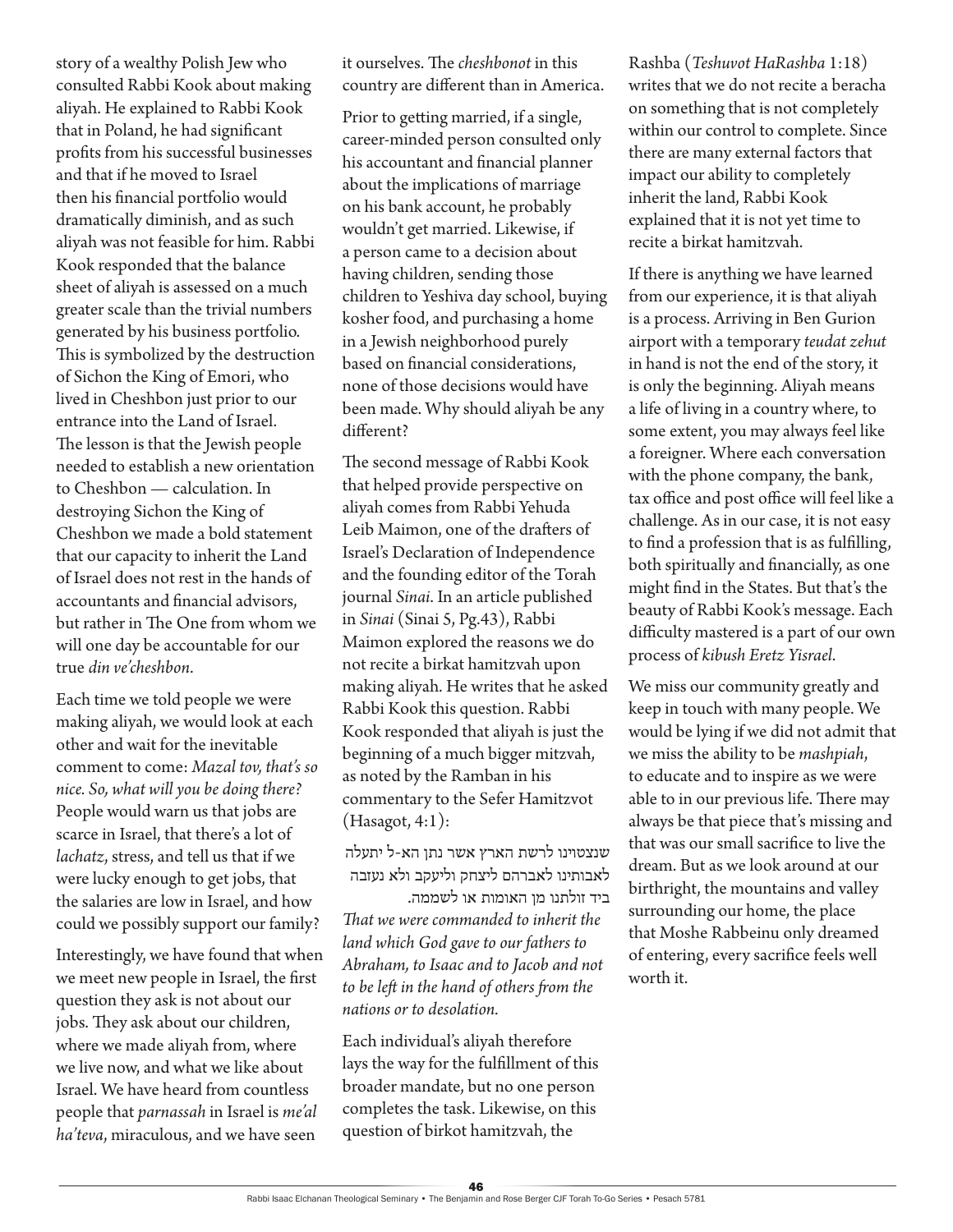story of a wealthy Polish Jew who consulted Rabbi Kook about making aliyah. He explained to Rabbi Kook that in Poland, he had significant profits from his successful businesses and that if he moved to Israel then his financial portfolio would dramatically diminish, and as such aliyah was not feasible for him. Rabbi Kook responded that the balance sheet of aliyah is assessed on a much greater scale than the trivial numbers generated by his business portfolio. This is symbolized by the destruction of Sichon the King of Emori, who lived in Cheshbon just prior to our entrance into the Land of Israel. The lesson is that the Jewish people needed to establish a new orientation to Cheshbon — calculation. In destroying Sichon the King of Cheshbon we made a bold statement that our capacity to inherit the Land of Israel does not rest in the hands of accountants and financial advisors, but rather in The One from whom we will one day be accountable for our true *din ve'cheshbon*.

Each time we told people we were making aliyah, we would look at each other and wait for the inevitable comment to come: *Mazal tov, that's so nice. So, what will you be doing there?* People would warn us that jobs are scarce in Israel, that there's a lot of *lachatz*, stress, and tell us that if we were lucky enough to get jobs, that the salaries are low in Israel, and how could we possibly support our family?

Interestingly, we have found that when we meet new people in Israel, the first question they ask is not about our jobs. They ask about our children, where we made aliyah from, where we live now, and what we like about Israel. We have heard from countless people that *parnassah* in Israel is *me'al ha'teva*, miraculous, and we have seen it ourselves. The *cheshbonot* in this country are different than in America.

Prior to getting married, if a single, career-minded person consulted only his accountant and financial planner about the implications of marriage on his bank account, he probably wouldn't get married. Likewise, if a person came to a decision about having children, sending those children to Yeshiva day school, buying kosher food, and purchasing a home in a Jewish neighborhood purely based on financial considerations, none of those decisions would have been made. Why should aliyah be any different?

The second message of Rabbi Kook that helped provide perspective on aliyah comes from Rabbi Yehuda Leib Maimon, one of the drafters of Israel's Declaration of Independence and the founding editor of the Torah journal *Sinai*. In an article published in *Sinai* (Sinai 5, Pg.43), Rabbi Maimon explored the reasons we do not recite a birkat hamitzvah upon making aliyah. He writes that he asked Rabbi Kook this question. Rabbi Kook responded that aliyah is just the beginning of a much bigger mitzvah, as noted by the Ramban in his commentary to the Sefer Hamitzvot (Hasagot, 4:1):

שנצטוינו לרשת הארץ אשר נתן הא-ל יתעלה לאבותינו לאברהם ליצחק וליעקב ולא נעזבה ביד זולתנו מן האומות או לשממה.

*That we were commanded to inherit the land which God gave to our fathers to Abraham, to Isaac and to Jacob and not to be left in the hand of others from the nations or to desolation.*

Each individual's aliyah therefore lays the way for the fulfillment of this broader mandate, but no one person completes the task. Likewise, on this question of birkot hamitzvah, the Rashba (*Teshuvot HaRashba* 1:18) writes that we do not recite a beracha on something that is not completely within our control to complete. Since there are many external factors that impact our ability to completely inherit the land, Rabbi Kook explained that it is not yet time to recite a birkat hamitzvah.

If there is anything we have learned from our experience, it is that aliyah is a process. Arriving in Ben Gurion airport with a temporary *teudat zehut* in hand is not the end of the story, it is only the beginning. Aliyah means a life of living in a country where, to some extent, you may always feel like a foreigner. Where each conversation with the phone company, the bank, tax office and post office will feel like a challenge. As in our case, it is not easy to find a profession that is as fulfilling, both spiritually and financially, as one might find in the States. But that's the beauty of Rabbi Kook's message. Each difficulty mastered is a part of our own process of *kibush Eretz Yisrael*.

We miss our community greatly and keep in touch with many people. We would be lying if we did not admit that we miss the ability to be *mashpiah*, to educate and to inspire as we were able to in our previous life. There may always be that piece that's missing and that was our small sacrifice to live the dream. But as we look around at our birthright, the mountains and valley surrounding our home, the place that Moshe Rabbeinu only dreamed of entering, every sacrifice feels well worth it.